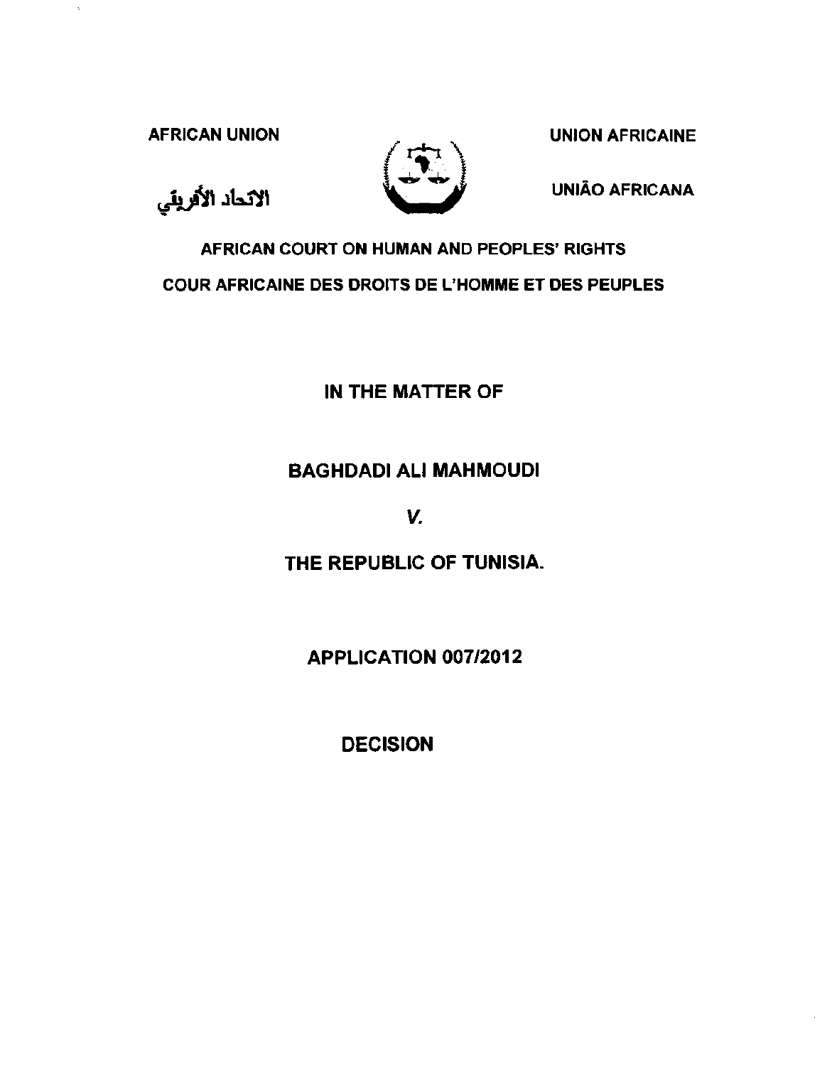AFRICAN UNION

الاتحاد الأفريقي

UNION AFRICAINE

UNIÃO AFRICANA

**AFRICAN COURT ON HUMAN AND PEOPLES' RIGHTS**

**COUR AFRICAINE DES DROITS DE L'HOMME ET DES PEUPLES**

**IN THE MATTER OF**

**BAGHDADI ALI MAHMOUDI**

***V.***

**THE REPUBLIC OF TUNISIA.**

**APPLICATION 007/2012**

**DECISION**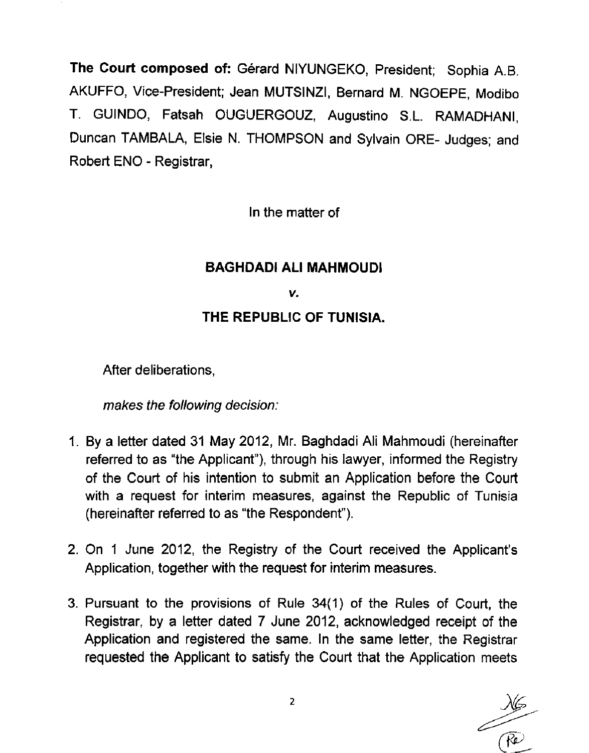**The Court composed of:** Gérard NIYUNGEKO, President; Sophia A.B. AKUFFO, Vice-President; Jean MUTSINZI, Bernard M. NGOEPE, Modibo T. GUINDO, Fatsah OUGUERGOUZ, Augustino S.L. RAMADHANI, Duncan TAMBALA, Elsie N. THOMPSON and Sylvain ORE- Judges; and Robert ENO - Registrar,

In the matter of

**BAGHDADI ALI MAHMOUDI**

***v.***

**THE REPUBLIC OF TUNISIA.**

After deliberations,

*makes the following decision:*

1. By a letter dated 31 May 2012, Mr. Baghdadi Ali Mahmoudi (hereinafter referred to as "the Applicant"), through his lawyer, informed the Registry of the Court of his intention to submit an Application before the Court with a request for interim measures, against the Republic of Tunisia (hereinafter referred to as "the Respondent").

2. On 1 June 2012, the Registry of the Court received the Applicant's Application, together with the request for interim measures.

3. Pursuant to the provisions of Rule 34(1) of the Rules of Court, the Registrar, by a letter dated 7 June 2012, acknowledged receipt of the Application and registered the same. In the same letter, the Registrar requested the Applicant to satisfy the Court that the Application meets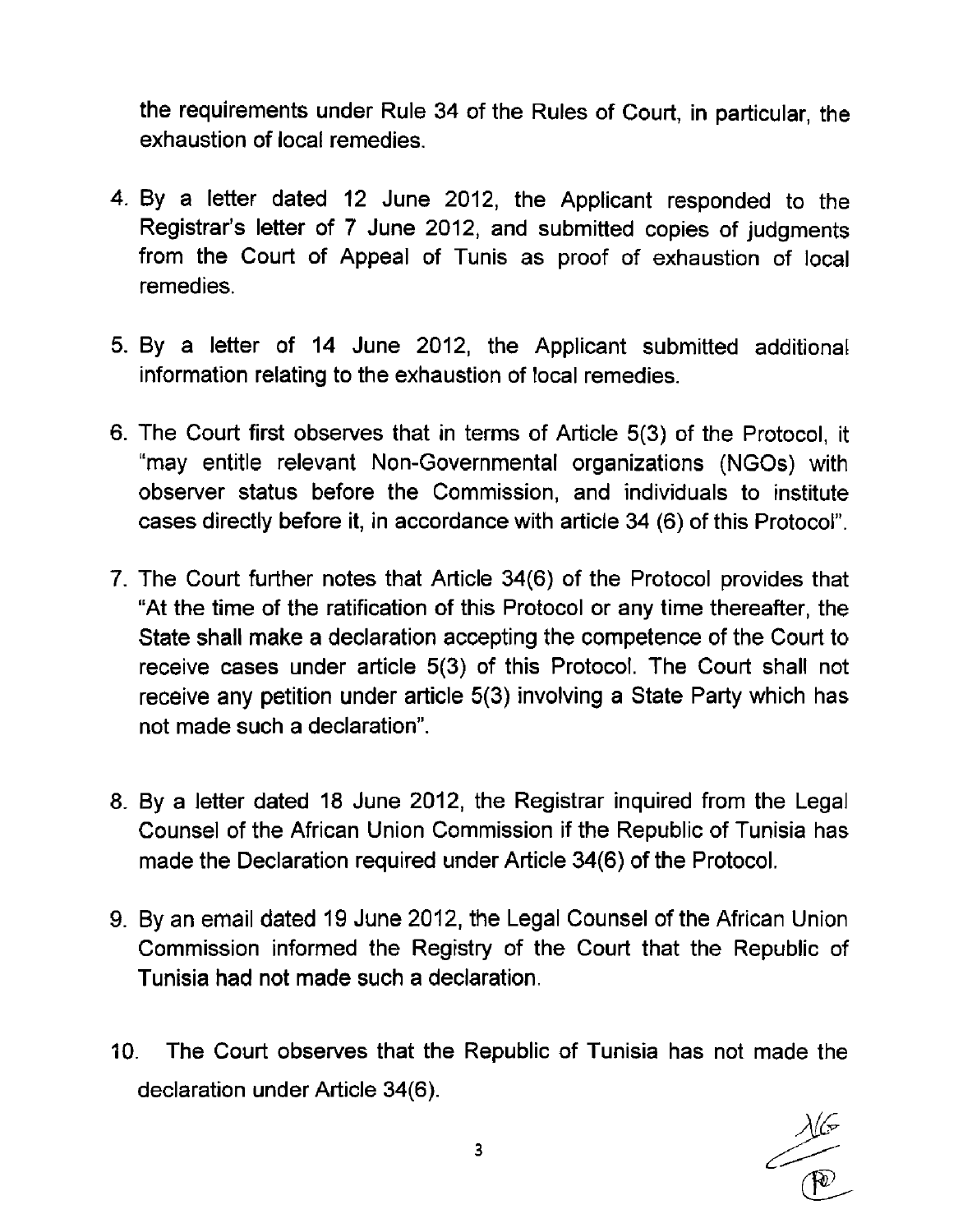the requirements under Rule 34 of the Rules of Court, in particular, the exhaustion of local remedies.

4. By a letter dated 12 June 2012, the Applicant responded to the Registrar's letter of 7 June 2012, and submitted copies of judgments from the Court of Appeal of Tunis as proof of exhaustion of local remedies.

5. By a letter of 14 June 2012, the Applicant submitted additional information relating to the exhaustion of local remedies.

6. The Court first observes that in terms of Article 5(3) of the Protocol, it "may entitle relevant Non-Governmental organizations (NGOs) with observer status before the Commission, and individuals to institute cases directly before it, in accordance with article 34 (6) of this Protocol".

7. The Court further notes that Article 34(6) of the Protocol provides that "At the time of the ratification of this Protocol or any time thereafter, the State shall make a declaration accepting the competence of the Court to receive cases under article 5(3) of this Protocol. The Court shall not receive any petition under article 5(3) involving a State Party which has not made such a declaration".

8. By a letter dated 18 June 2012, the Registrar inquired from the Legal Counsel of the African Union Commission if the Republic of Tunisia has made the Declaration required under Article 34(6) of the Protocol.

9. By an email dated 19 June 2012, the Legal Counsel of the African Union Commission informed the Registry of the Court that the Republic of Tunisia had not made such a declaration.

10. The Court observes that the Republic of Tunisia has not made the declaration under Article 34(6).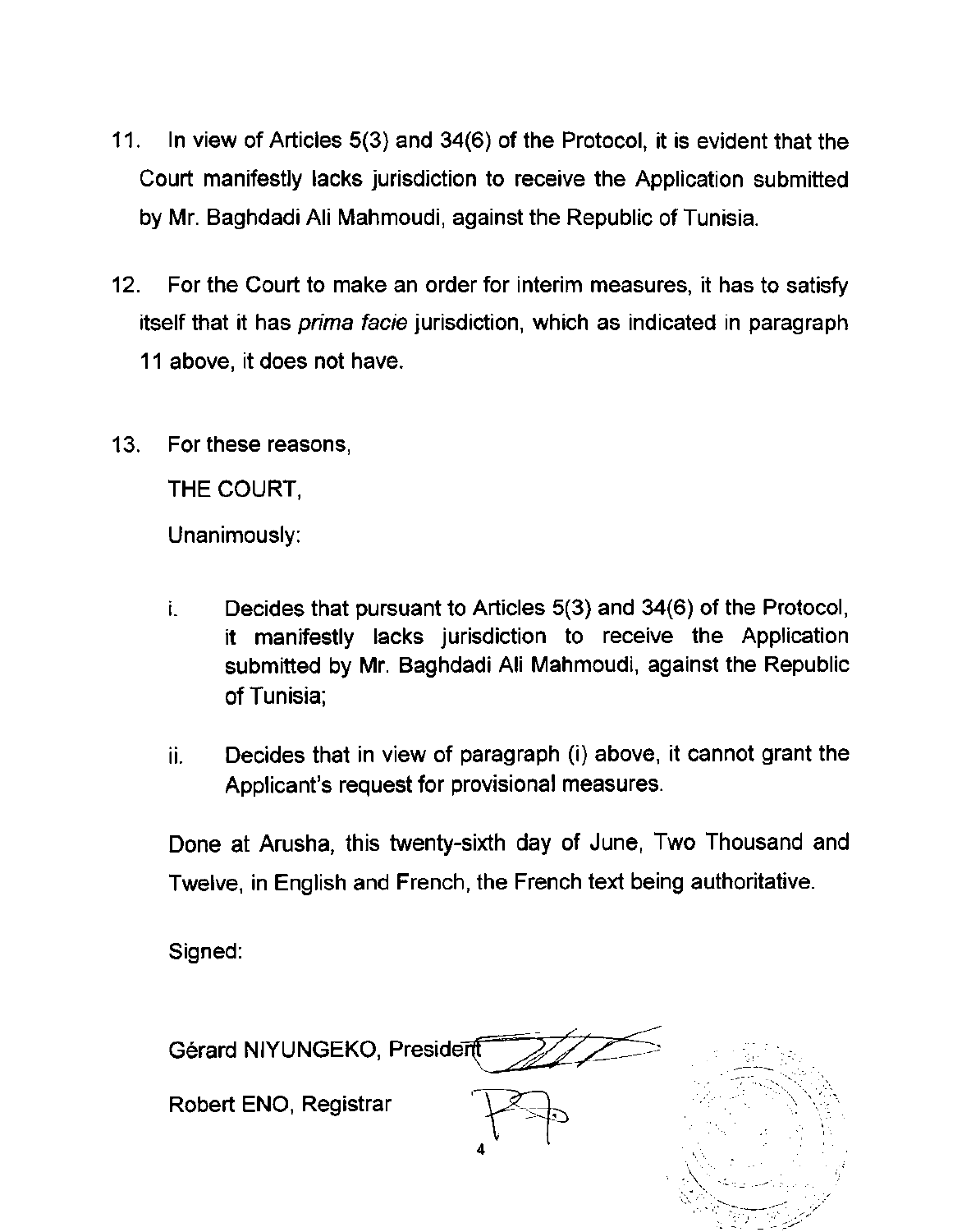11. In view of Articles 5(3) and 34(6) of the Protocol, it is evident that the Court manifestly lacks jurisdiction to receive the Application submitted by Mr. Baghdadi Ali Mahmoudi, against the Republic of Tunisia.

12. For the Court to make an order for interim measures, it has to satisfy itself that it has *prima facie* jurisdiction, which as indicated in paragraph 11 above, it does not have.

13. For these reasons,

    THE COURT,

    Unanimously:

    i. Decides that pursuant to Articles 5(3) and 34(6) of the Protocol, it manifestly lacks jurisdiction to receive the Application submitted by Mr. Baghdadi Ali Mahmoudi, against the Republic of Tunisia;

    ii. Decides that in view of paragraph (i) above, it cannot grant the Applicant's request for provisional measures.

    Done at Arusha, this twenty-sixth day of June, Two Thousand and Twelve, in English and French, the French text being authoritative.

    Signed:

    Gérard NIYUNGEKO, President

    Robert ENO, Registrar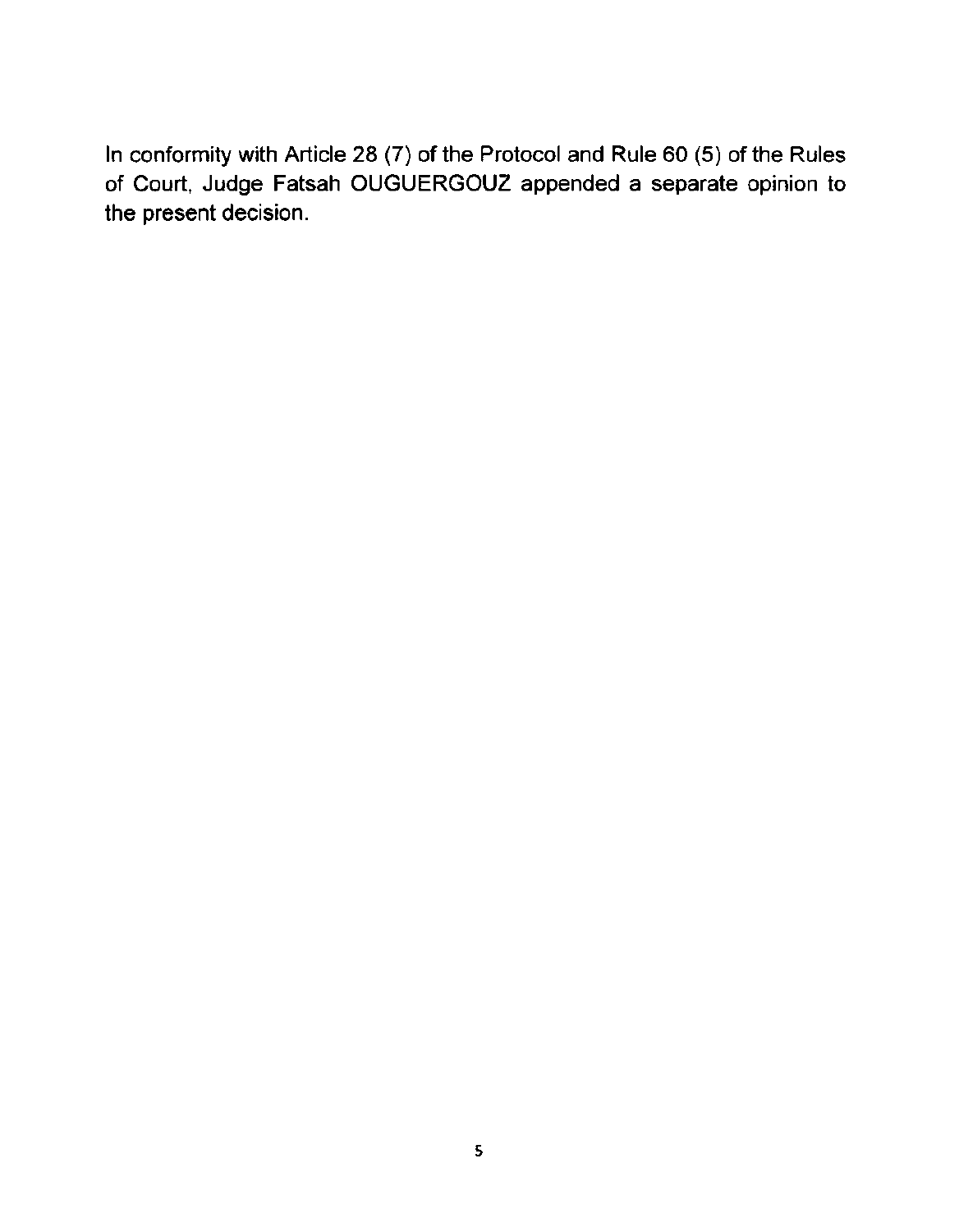In conformity with Article 28 (7) of the Protocol and Rule 60 (5) of the Rules of Court, Judge Fatsah OUGUERGOUZ appended a separate opinion to the present decision.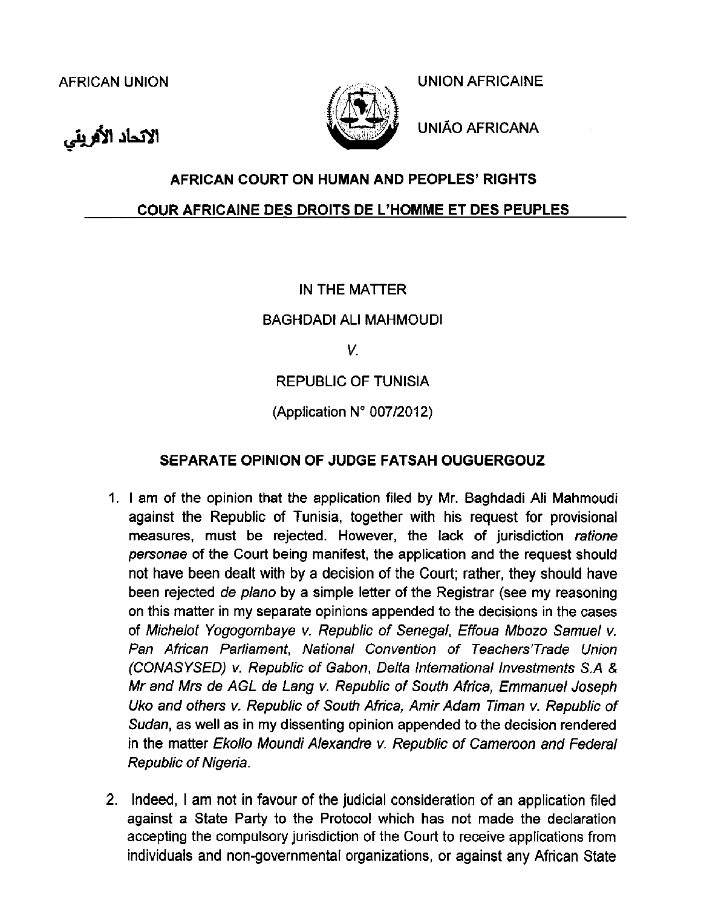AFRICAN UNION

الاتحاد الأفريقي

UNION AFRICAINE

UNIÃO AFRICANA

**AFRICAN COURT ON HUMAN AND PEOPLES' RIGHTS**

**COUR AFRICAINE DES DROITS DE L'HOMME ET DES PEUPLES**

IN THE MATTER

BAGHDADI ALI MAHMOUDI

*V.*

REPUBLIC OF TUNISIA

(Application N° 007/2012)

## SEPARATE OPINION OF JUDGE FATSAH OUGUERGOUZ

1. I am of the opinion that the application filed by Mr. Baghdadi Ali Mahmoudi against the Republic of Tunisia, together with his request for provisional measures, must be rejected. However, the lack of jurisdiction *ratione personae* of the Court being manifest, the application and the request should not have been dealt with by a decision of the Court; rather, they should have been rejected *de plano* by a simple letter of the Registrar (see my reasoning on this matter in my separate opinions appended to the decisions in the cases of *Michelot Yogogombaye v. Republic of Senegal*, *Effoua Mbozo Samuel v. Pan African Parliament*, *National Convention of Teachers'Trade Union (CONASYSED) v. Republic of Gabon*, *Delta International Investments S.A & Mr and Mrs de AGL de Lang v. Republic of South Africa*, *Emmanuel Joseph Uko and others v. Republic of South Africa*, *Amir Adam Timan v. Republic of Sudan*, as well as in my dissenting opinion appended to the decision rendered in the matter *Ekollo Moundi Alexandre v. Republic of Cameroon and Federal Republic of Nigeria*.

2. Indeed, I am not in favour of the judicial consideration of an application filed against a State Party to the Protocol which has not made the declaration accepting the compulsory jurisdiction of the Court to receive applications from individuals and non-governmental organizations, or against any African State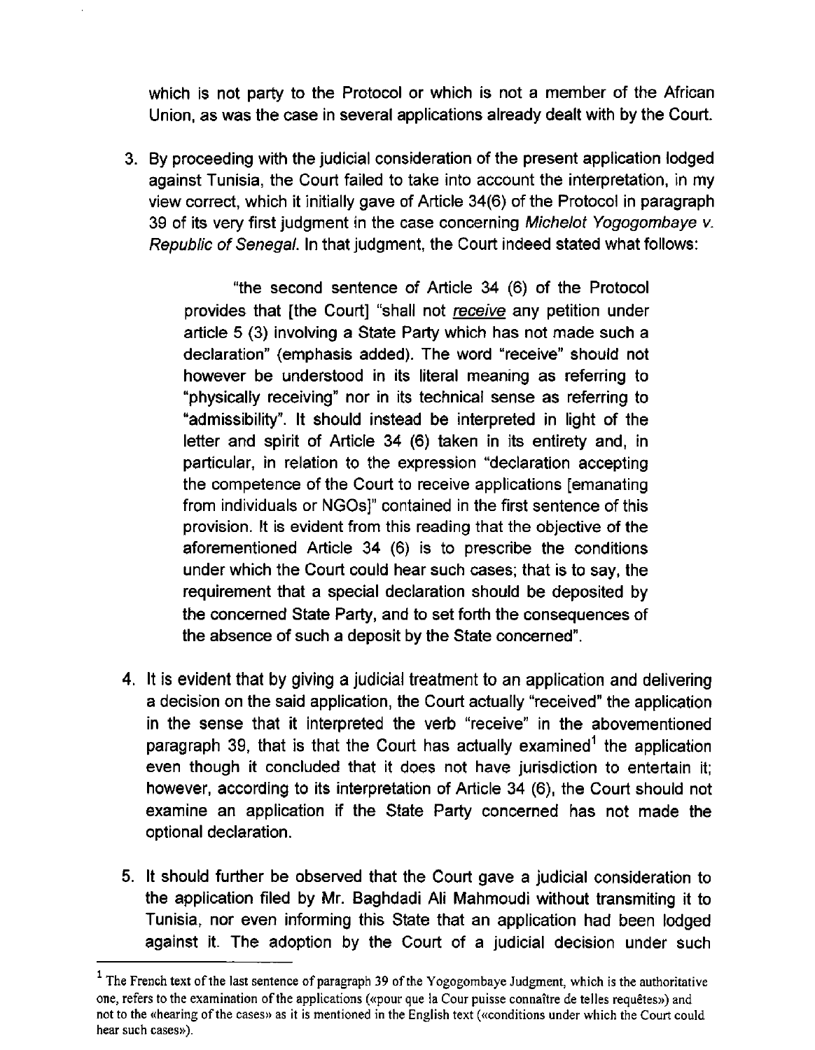which is not party to the Protocol or which is not a member of the African Union, as was the case in several applications already dealt with by the Court.

3. By proceeding with the judicial consideration of the present application lodged against Tunisia, the Court failed to take into account the interpretation, in my view correct, which it initially gave of Article 34(6) of the Protocol in paragraph 39 of its very first judgment in the case concerning *Michelot Yogogombaye v. Republic of Senegal*. In that judgment, the Court indeed stated what follows:

   > "the second sentence of Article 34 (6) of the Protocol provides that [the Court] "shall not <u>receive</u> any petition under article 5 (3) involving a State Party which has not made such a declaration" (emphasis added). The word "receive" should not however be understood in its literal meaning as referring to "physically receiving" nor in its technical sense as referring to "admissibility". It should instead be interpreted in light of the letter and spirit of Article 34 (6) taken in its entirety and, in particular, in relation to the expression "declaration accepting the competence of the Court to receive applications [emanating from individuals or NGOs]" contained in the first sentence of this provision. It is evident from this reading that the objective of the aforementioned Article 34 (6) is to prescribe the conditions under which the Court could hear such cases; that is to say, the requirement that a special declaration should be deposited by the concerned State Party, and to set forth the consequences of the absence of such a deposit by the State concerned".

4. It is evident that by giving a judicial treatment to an application and delivering a decision on the said application, the Court actually "received" the application in the sense that it interpreted the verb "receive" in the abovementioned paragraph 39, that is that the Court has actually examined[1] the application even though it concluded that it does not have jurisdiction to entertain it; however, according to its interpretation of Article 34 (6), the Court should not examine an application if the State Party concerned has not made the optional declaration.

5. It should further be observed that the Court gave a judicial consideration to the application filed by Mr. Baghdadi Ali Mahmoudi without transmiting it to Tunisia, nor even informing this State that an application had been lodged against it. The adoption by the Court of a judicial decision under such

---

[1] The French text of the last sentence of paragraph 39 of the Yogogombaye Judgment, which is the authoritative one, refers to the examination of the applications («pour que la Cour puisse connaître de telles requêtes») and not to the «hearing of the cases» as it is mentioned in the English text («conditions under which the Court could hear such cases»).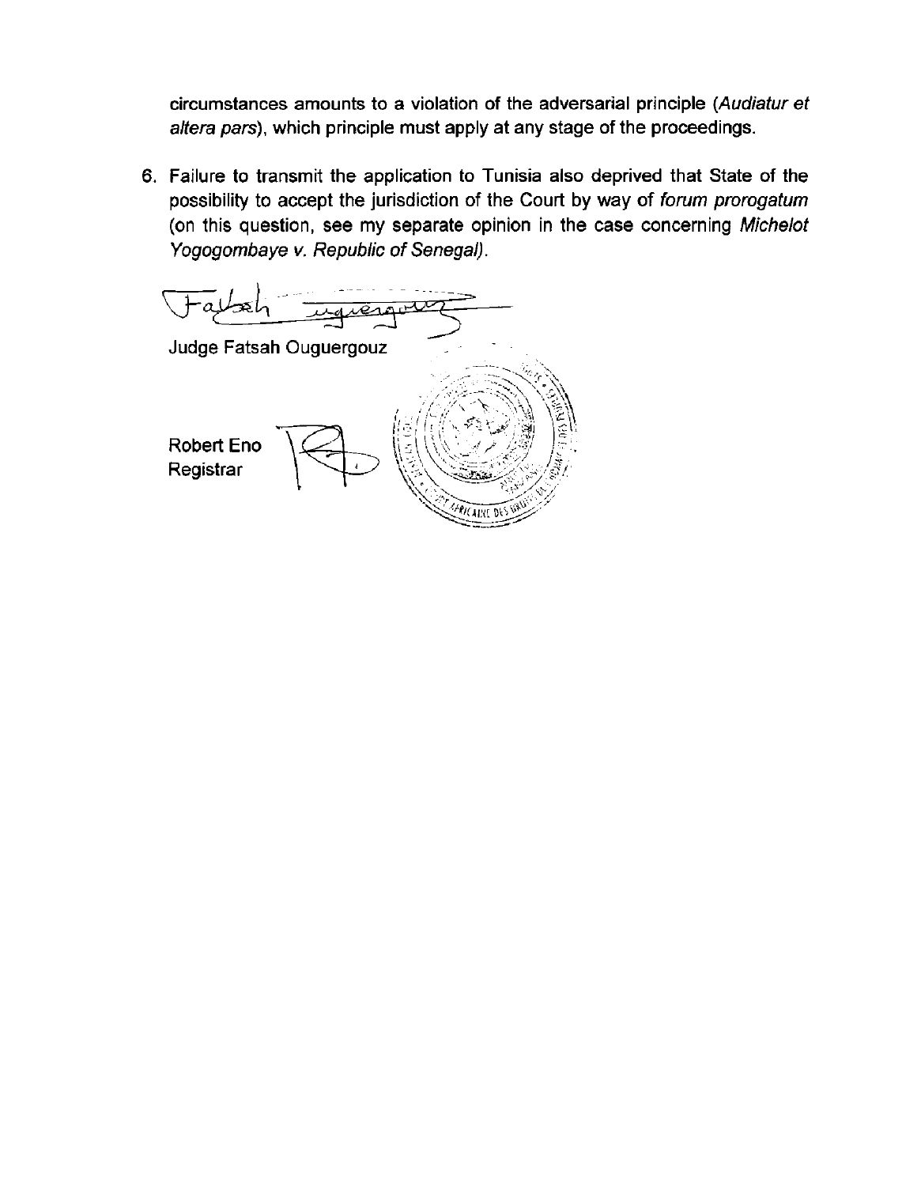circumstances amounts to a violation of the adversarial principle (*Audiatur et altera pars*), which principle must apply at any stage of the proceedings.

6. Failure to transmit the application to Tunisia also deprived that State of the possibility to accept the jurisdiction of the Court by way of *forum prorogatum* (on this question, see my separate opinion in the case concerning *Michelot Yogogombaye v. Republic of Senegal)*.

Judge Fatsah Ouguergouz

Robert Eno
Registrar